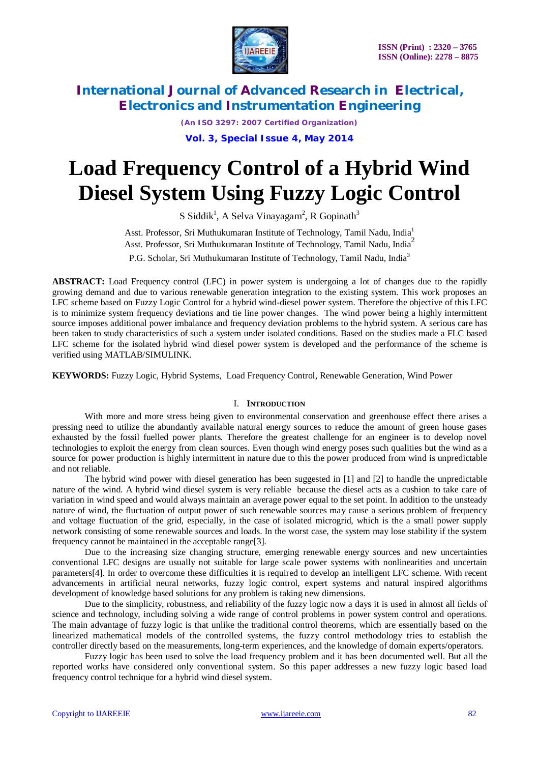# Load Frequency Control of a Hybrid Wind Diesel System Using Fuzzy Logic Control

S Siddik[1], A Selva Vinayagam[2], R Gopinath[3]

Asst. Professor, Sri Muthukumaran Institute of Technology, Tamil Nadu, India[1]

Asst. Professor, Sri Muthukumaran Institute of Technology, Tamil Nadu, India[2]

P.G. Scholar, Sri Muthukumaran Institute of Technology, Tamil Nadu, India[3]

**ABSTRACT:** Load Frequency control (LFC) in power system is undergoing a lot of changes due to the rapidly growing demand and due to various renewable generation integration to the existing system. This work proposes an LFC scheme based on Fuzzy Logic Control for a hybrid wind-diesel power system. Therefore the objective of this LFC is to minimize system frequency deviations and tie line power changes. The wind power being a highly intermittent source imposes additional power imbalance and frequency deviation problems to the hybrid system. A serious care has been taken to study characteristics of such a system under isolated conditions. Based on the studies made a FLC based LFC scheme for the isolated hybrid wind diesel power system is developed and the performance of the scheme is verified using MATLAB/SIMULINK.

**KEYWORDS:** Fuzzy Logic, Hybrid Systems, Load Frequency Control, Renewable Generation, Wind Power

## I. INTRODUCTION

With more and more stress being given to environmental conservation and greenhouse effect there arises a pressing need to utilize the abundantly available natural energy sources to reduce the amount of green house gases exhausted by the fossil fuelled power plants. Therefore the greatest challenge for an engineer is to develop novel technologies to exploit the energy from clean sources. Even though wind energy poses such qualities but the wind as a source for power production is highly intermittent in nature due to this the power produced from wind is unpredictable and not reliable.

The hybrid wind power with diesel generation has been suggested in [1] and [2] to handle the unpredictable nature of the wind. A hybrid wind diesel system is very reliable because the diesel acts as a cushion to take care of variation in wind speed and would always maintain an average power equal to the set point. In addition to the unsteady nature of wind, the fluctuation of output power of such renewable sources may cause a serious problem of frequency and voltage fluctuation of the grid, especially, in the case of isolated microgrid, which is the a small power supply network consisting of some renewable sources and loads. In the worst case, the system may lose stability if the system frequency cannot be maintained in the acceptable range[3].

Due to the increasing size changing structure, emerging renewable energy sources and new uncertainties conventional LFC designs are usually not suitable for large scale power systems with nonlinearities and uncertain parameters[4]. In order to overcome these difficulties it is required to develop an intelligent LFC scheme. With recent advancements in artificial neural networks, fuzzy logic control, expert systems and natural inspired algorithms development of knowledge based solutions for any problem is taking new dimensions.

Due to the simplicity, robustness, and reliability of the fuzzy logic now a days it is used in almost all fields of science and technology, including solving a wide range of control problems in power system control and operations. The main advantage of fuzzy logic is that unlike the traditional control theorems, which are essentially based on the linearized mathematical models of the controlled systems, the fuzzy control methodology tries to establish the controller directly based on the measurements, long-term experiences, and the knowledge of domain experts/operators.

Fuzzy logic has been used to solve the load frequency problem and it has been documented well. But all the reported works have considered only conventional system. So this paper addresses a new fuzzy logic based load frequency control technique for a hybrid wind diesel system.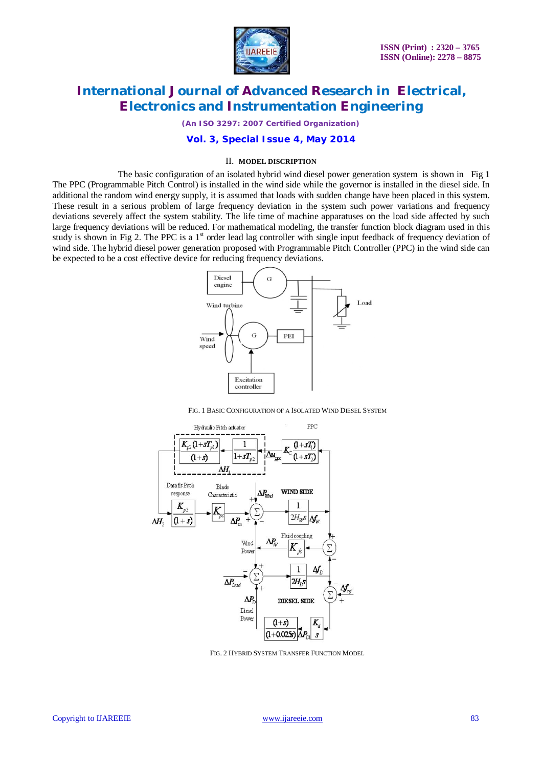## II. MODEL DISCRIPTION

The basic configuration of an isolated hybrid wind diesel power generation system is shown in Fig 1 The PPC (Programmable Pitch Control) is installed in the wind side while the governor is installed in the diesel side. In additional the random wind energy supply, it is assumed that loads with sudden change have been placed in this system. These result in a serious problem of large frequency deviation in the system such power variations and frequency deviations severely affect the system stability. The life time of machine apparatuses on the load side affected by such large frequency deviations will be reduced. For mathematical modeling, the transfer function block diagram used in this study is shown in Fig 2. The PPC is a 1[st] order lead lag controller with single input feedback of frequency deviation of wind side. The hybrid diesel power generation proposed with Programmable Pitch Controller (PPC) in the wind side can be expected to be a cost effective device for reducing frequency deviations.

FIG. 1 BASIC CONFIGURATION OF A ISOLATED WIND DIESEL SYSTEM

FIG. 2 HYBRID SYSTEM TRANSFER FUNCTION MODEL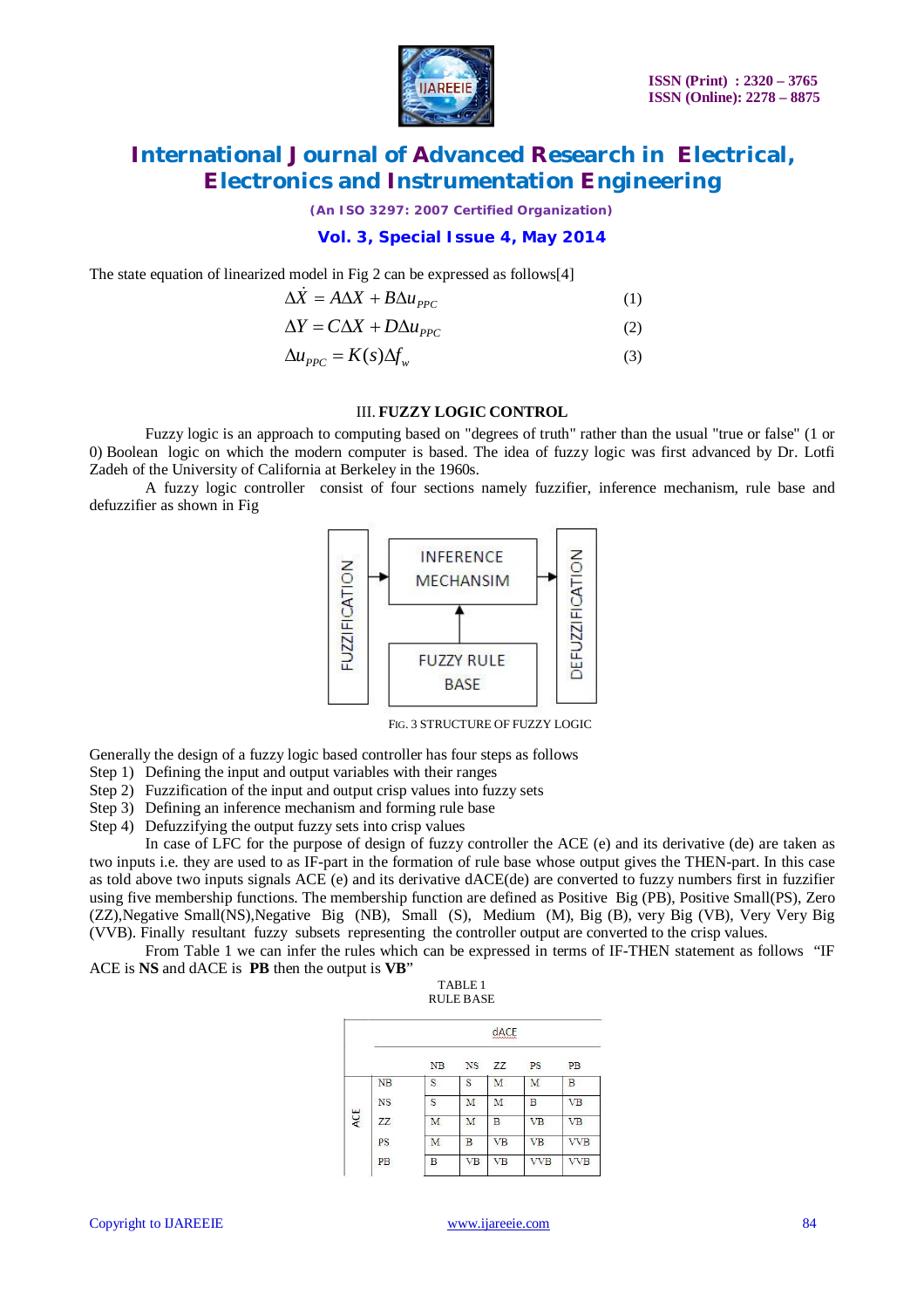The state equation of linearized model in Fig 2 can be expressed as follows[4]

$$\Delta \dot{X} = A\Delta X + B\Delta u_{PPC} \quad (1)$$

$$\Delta Y = C\Delta X + D\Delta u_{PPC} \quad (2)$$

$$\Delta u_{PPC} = K(s)\Delta f_w \quad (3)$$

## III. FUZZY LOGIC CONTROL

Fuzzy logic is an approach to computing based on "degrees of truth" rather than the usual "true or false" (1 or 0) Boolean logic on which the modern computer is based. The idea of fuzzy logic was first advanced by Dr. Lotfi Zadeh of the University of California at Berkeley in the 1960s.

A fuzzy logic controller consist of four sections namely fuzzifier, inference mechanism, rule base and defuzzifier as shown in Fig

FUZZIFICATION → INFERENCE MECHANSIM → DEFUZZIFICATION; FUZZY RULE BASE → INFERENCE MECHANSIM

FIG. 3 STRUCTURE OF FUZZY LOGIC

Generally the design of a fuzzy logic based controller has four steps as follows

Step 1) Defining the input and output variables with their ranges
Step 2) Fuzzification of the input and output crisp values into fuzzy sets
Step 3) Defining an inference mechanism and forming rule base
Step 4) Defuzzifying the output fuzzy sets into crisp values

In case of LFC for the purpose of design of fuzzy controller the ACE (e) and its derivative (de) are taken as two inputs i.e. they are used to as IF-part in the formation of rule base whose output gives the THEN-part. In this case as told above two inputs signals ACE (e) and its derivative dACE(de) are converted to fuzzy numbers first in fuzzifier using five membership functions. The membership function are defined as Positive Big (PB), Positive Small(PS), Zero (ZZ),Negative Small(NS),Negative Big (NB), Small (S), Medium (M), Big (B), very Big (VB), Very Very Big (VVB). Finally resultant fuzzy subsets representing the controller output are converted to the crisp values.

From Table 1 we can infer the rules which can be expressed in terms of IF-THEN statement as follows "IF ACE is **NS** and dACE is **PB** then the output is **VB**"

TABLE 1
RULE BASE

| | | dACE | | | | |
|---|---|---|---|---|---|---|
| | | NB | NS | ZZ | PS | PB |
| ACE | NB | S | S | M | M | B |
| | NS | S | M | M | B | VB |
| | ZZ | M | M | B | VB | VB |
| | PS | M | B | VB | VB | VVB |
| | PB | B | VB | VB | VVB | VVB |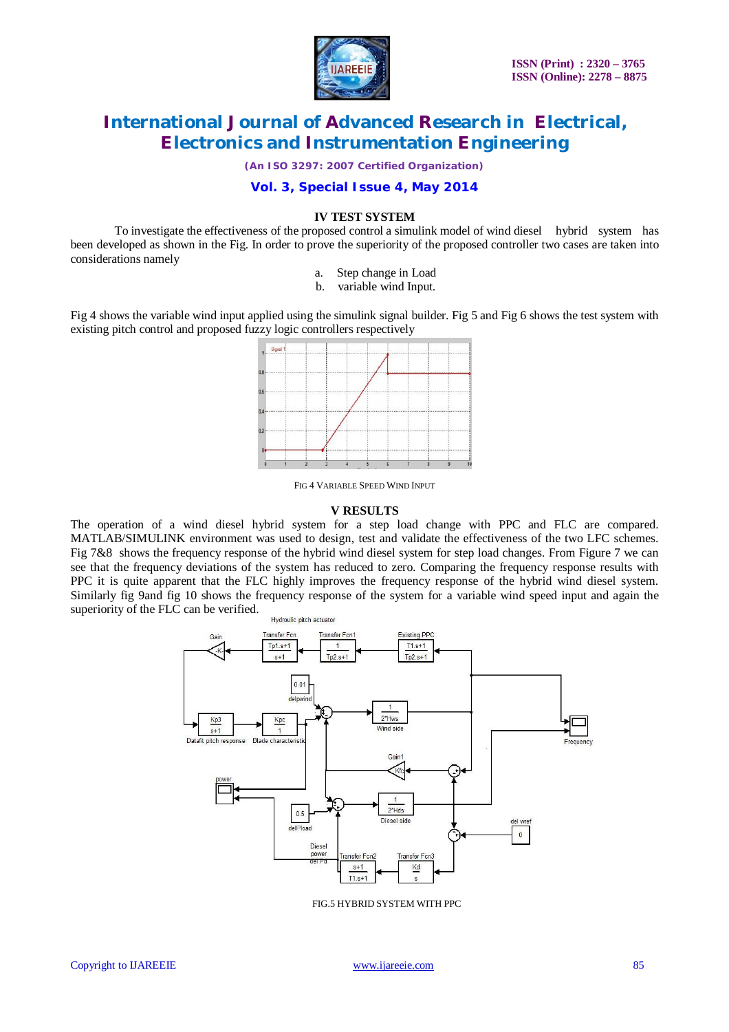## IV TEST SYSTEM

To investigate the effectiveness of the proposed control a simulink model of wind diesel hybrid system has been developed as shown in the Fig. In order to prove the superiority of the proposed controller two cases are taken into considerations namely

a. Step change in Load
b. variable wind Input.

Fig 4 shows the variable wind input applied using the simulink signal builder. Fig 5 and Fig 6 shows the test system with existing pitch control and proposed fuzzy logic controllers respectively

FIG 4 VARIABLE SPEED WIND INPUT

## V RESULTS

The operation of a wind diesel hybrid system for a step load change with PPC and FLC are compared. MATLAB/SIMULINK environment was used to design, test and validate the effectiveness of the two LFC schemes. Fig 7&8 shows the frequency response of the hybrid wind diesel system for step load changes. From Figure 7 we can see that the frequency deviations of the system has reduced to zero. Comparing the frequency response results with PPC it is quite apparent that the FLC highly improves the frequency response of the hybrid wind diesel system. Similarly fig 9and fig 10 shows the frequency response of the system for a variable wind speed input and again the superiority of the FLC can be verified.

FIG.5 HYBRID SYSTEM WITH PPC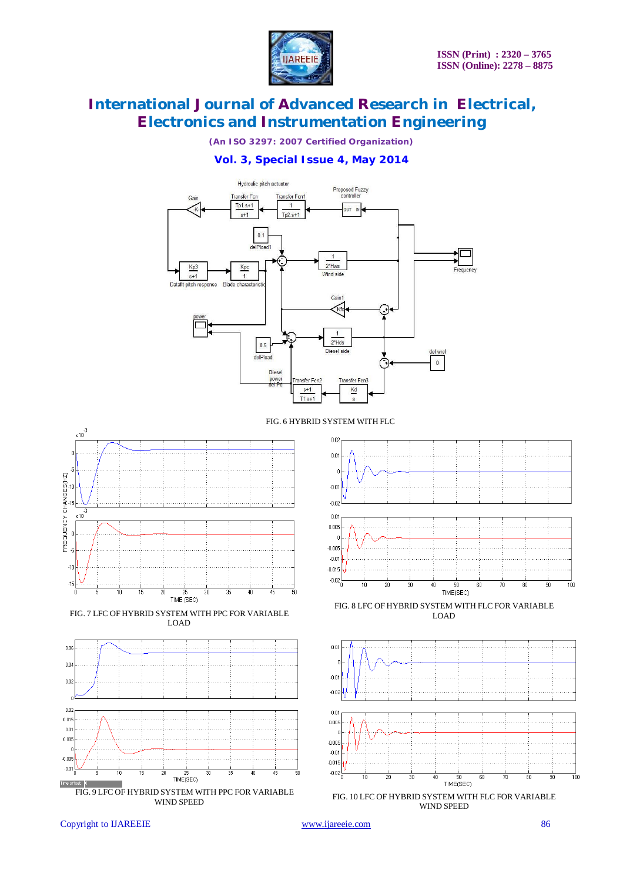FIG. 6 HYBRID SYSTEM WITH FLC

FIG. 7 LFC OF HYBRID SYSTEM WITH PPC FOR VARIABLE LOAD

FIG. 8 LFC OF HYBRID SYSTEM WITH FLC FOR VARIABLE LOAD

FIG. 9 LFC OF HYBRID SYSTEM WITH PPC FOR VARIABLE WIND SPEED

FIG. 10 LFC OF HYBRID SYSTEM WITH FLC FOR VARIABLE WIND SPEED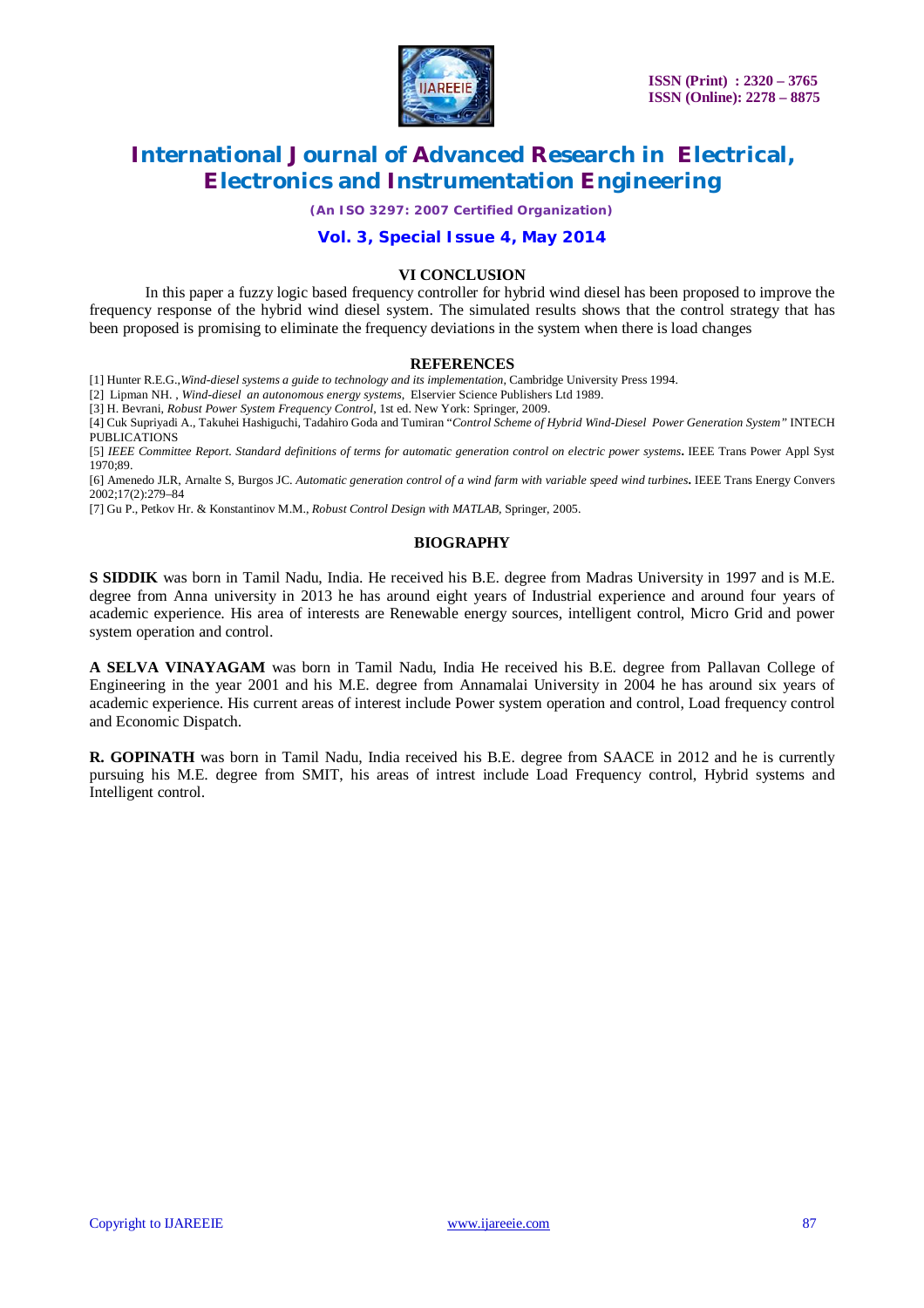## VI CONCLUSION

In this paper a fuzzy logic based frequency controller for hybrid wind diesel has been proposed to improve the frequency response of the hybrid wind diesel system. The simulated results shows that the control strategy that has been proposed is promising to eliminate the frequency deviations in the system when there is load changes

## REFERENCES

[1] Hunter R.E.G.,*Wind-diesel systems a guide to technology and its implementation*, Cambridge University Press 1994.

[2] Lipman NH. , *Wind-diesel an autonomous energy systems*, Elservier Science Publishers Ltd 1989.

[3] H. Bevrani, *Robust Power System Frequency Control*, 1st ed. New York: Springer, 2009.

[4] Cuk Supriyadi A., Takuhei Hashiguchi, Tadahiro Goda and Tumiran "*Control Scheme of Hybrid Wind-Diesel Power Generation System"* INTECH PUBLICATIONS

[5] *IEEE Committee Report. Standard definitions of terms for automatic generation control on electric power systems*. IEEE Trans Power Appl Syst 1970;89.

[6] Amenedo JLR, Arnalte S, Burgos JC. *Automatic generation control of a wind farm with variable speed wind turbines*. IEEE Trans Energy Convers 2002;17(2):279–84

[7] Gu P., Petkov Hr. & Konstantinov M.M., *Robust Control Design with MATLAB*, Springer, 2005.

## BIOGRAPHY

**S SIDDIK** was born in Tamil Nadu, India. He received his B.E. degree from Madras University in 1997 and is M.E. degree from Anna university in 2013 he has around eight years of Industrial experience and around four years of academic experience. His area of interests are Renewable energy sources, intelligent control, Micro Grid and power system operation and control.

**A SELVA VINAYAGAM** was born in Tamil Nadu, India He received his B.E. degree from Pallavan College of Engineering in the year 2001 and his M.E. degree from Annamalai University in 2004 he has around six years of academic experience. His current areas of interest include Power system operation and control, Load frequency control and Economic Dispatch.

**R. GOPINATH** was born in Tamil Nadu, India received his B.E. degree from SAACE in 2012 and he is currently pursuing his M.E. degree from SMIT, his areas of intrest include Load Frequency control, Hybrid systems and Intelligent control.